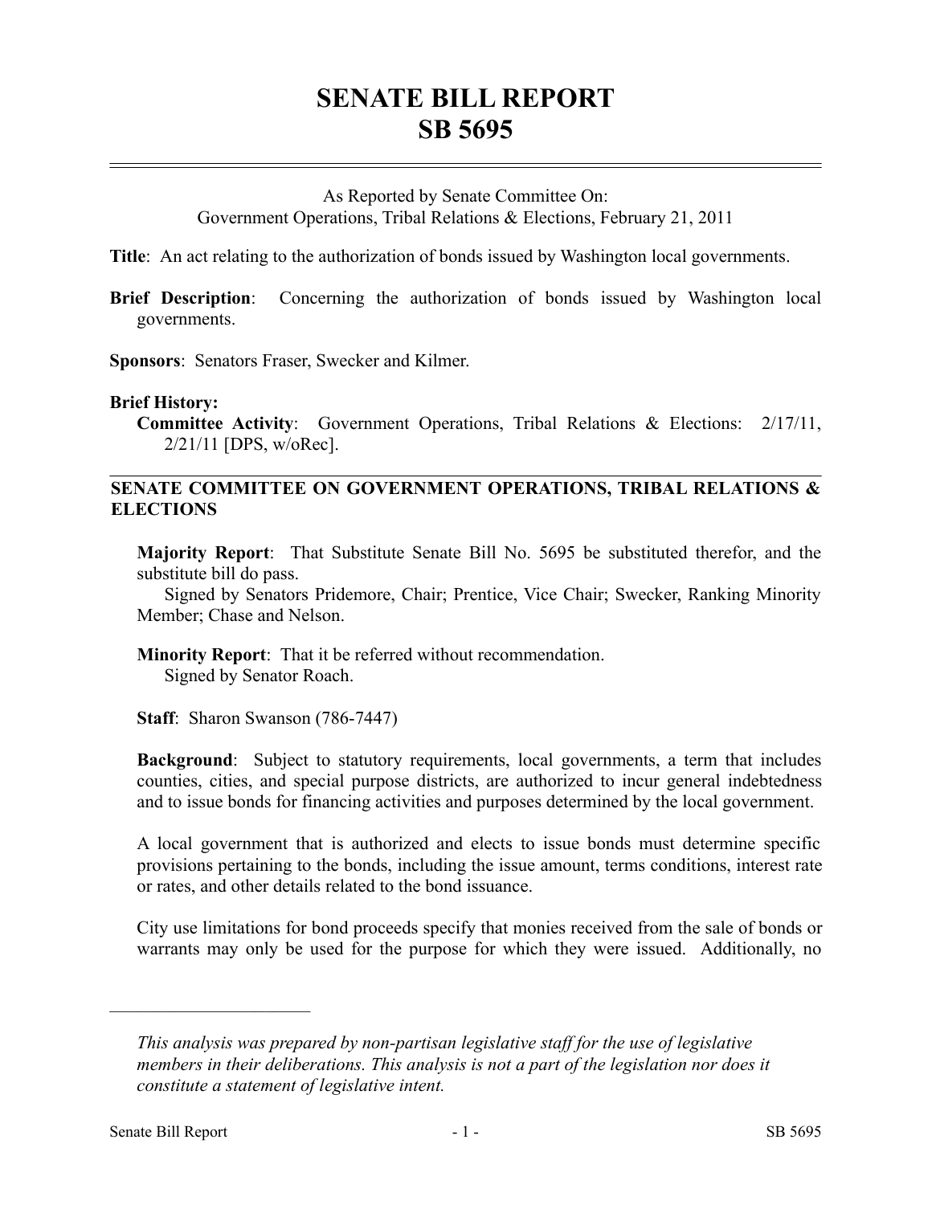# SENATE BILL REPORT
# SB 5695

As Reported by Senate Committee On:
Government Operations, Tribal Relations & Elections, February 21, 2011

**Title**: An act relating to the authorization of bonds issued by Washington local governments.

**Brief Description**: Concerning the authorization of bonds issued by Washington local governments.

**Sponsors**: Senators Fraser, Swecker and Kilmer.

**Brief History:**

**Committee Activity**: Government Operations, Tribal Relations & Elections: 2/17/11, 2/21/11 [DPS, w/oRec].

## SENATE COMMITTEE ON GOVERNMENT OPERATIONS, TRIBAL RELATIONS & ELECTIONS

**Majority Report**: That Substitute Senate Bill No. 5695 be substituted therefor, and the substitute bill do pass.

Signed by Senators Pridemore, Chair; Prentice, Vice Chair; Swecker, Ranking Minority Member; Chase and Nelson.

**Minority Report**: That it be referred without recommendation.

Signed by Senator Roach.

**Staff**: Sharon Swanson (786-7447)

**Background**: Subject to statutory requirements, local governments, a term that includes counties, cities, and special purpose districts, are authorized to incur general indebtedness and to issue bonds for financing activities and purposes determined by the local government.

A local government that is authorized and elects to issue bonds must determine specific provisions pertaining to the bonds, including the issue amount, terms conditions, interest rate or rates, and other details related to the bond issuance.

City use limitations for bond proceeds specify that monies received from the sale of bonds or warrants may only be used for the purpose for which they were issued. Additionally, no

---

*This analysis was prepared by non-partisan legislative staff for the use of legislative members in their deliberations. This analysis is not a part of the legislation nor does it constitute a statement of legislative intent.*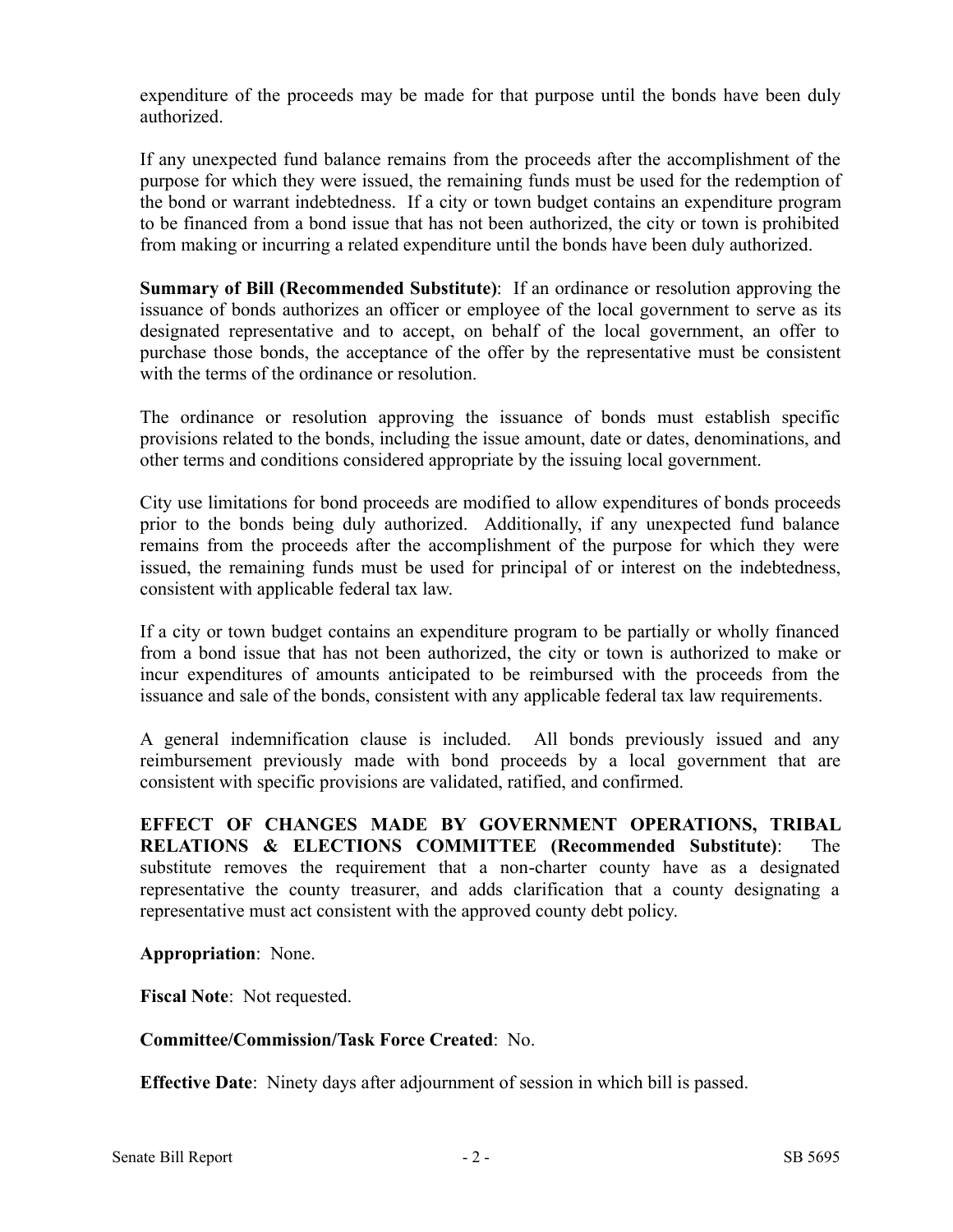expenditure of the proceeds may be made for that purpose until the bonds have been duly authorized.

If any unexpected fund balance remains from the proceeds after the accomplishment of the purpose for which they were issued, the remaining funds must be used for the redemption of the bond or warrant indebtedness. If a city or town budget contains an expenditure program to be financed from a bond issue that has not been authorized, the city or town is prohibited from making or incurring a related expenditure until the bonds have been duly authorized.

**Summary of Bill (Recommended Substitute)**: If an ordinance or resolution approving the issuance of bonds authorizes an officer or employee of the local government to serve as its designated representative and to accept, on behalf of the local government, an offer to purchase those bonds, the acceptance of the offer by the representative must be consistent with the terms of the ordinance or resolution.

The ordinance or resolution approving the issuance of bonds must establish specific provisions related to the bonds, including the issue amount, date or dates, denominations, and other terms and conditions considered appropriate by the issuing local government.

City use limitations for bond proceeds are modified to allow expenditures of bonds proceeds prior to the bonds being duly authorized. Additionally, if any unexpected fund balance remains from the proceeds after the accomplishment of the purpose for which they were issued, the remaining funds must be used for principal of or interest on the indebtedness, consistent with applicable federal tax law.

If a city or town budget contains an expenditure program to be partially or wholly financed from a bond issue that has not been authorized, the city or town is authorized to make or incur expenditures of amounts anticipated to be reimbursed with the proceeds from the issuance and sale of the bonds, consistent with any applicable federal tax law requirements.

A general indemnification clause is included. All bonds previously issued and any reimbursement previously made with bond proceeds by a local government that are consistent with specific provisions are validated, ratified, and confirmed.

**EFFECT OF CHANGES MADE BY GOVERNMENT OPERATIONS, TRIBAL RELATIONS & ELECTIONS COMMITTEE (Recommended Substitute)**: The substitute removes the requirement that a non-charter county have as a designated representative the county treasurer, and adds clarification that a county designating a representative must act consistent with the approved county debt policy.

**Appropriation**: None.

**Fiscal Note**: Not requested.

**Committee/Commission/Task Force Created**: No.

**Effective Date**: Ninety days after adjournment of session in which bill is passed.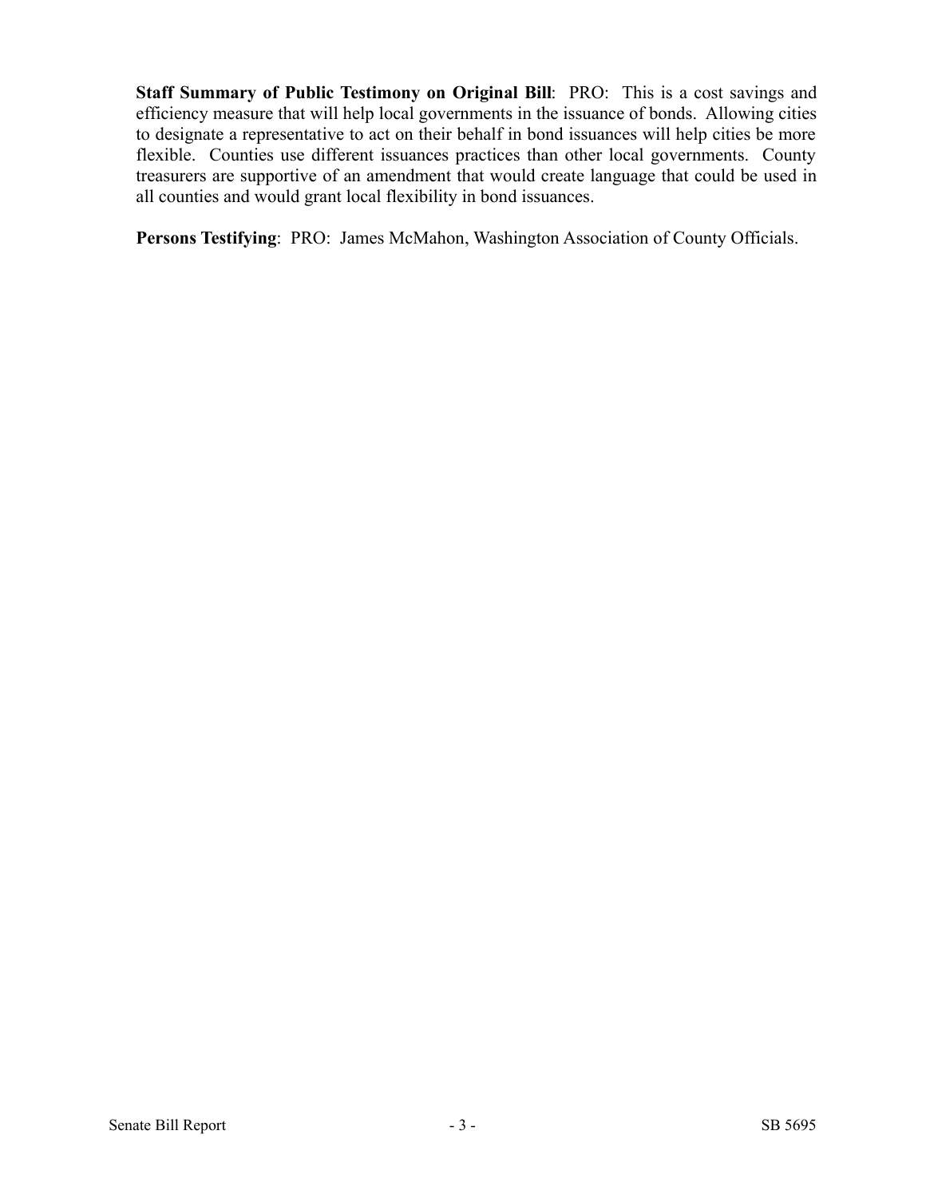**Staff Summary of Public Testimony on Original Bill**: PRO: This is a cost savings and efficiency measure that will help local governments in the issuance of bonds. Allowing cities to designate a representative to act on their behalf in bond issuances will help cities be more flexible. Counties use different issuances practices than other local governments. County treasurers are supportive of an amendment that would create language that could be used in all counties and would grant local flexibility in bond issuances.

**Persons Testifying**: PRO: James McMahon, Washington Association of County Officials.